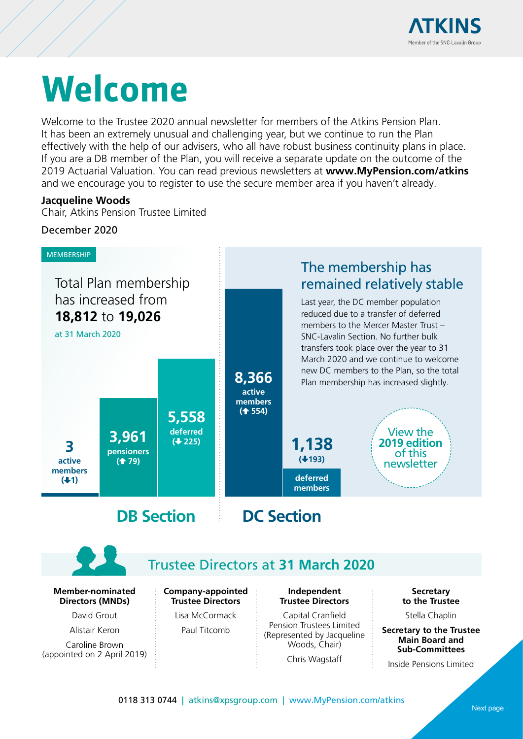# Welcome

Welcome to the Trustee 2020 annual newsletter for members of the Atkins Pension Plan. It has been an extremely unusual and challenging year, but we continue to run the Plan effectively with the help of our advisers, who all have robust business continuity plans in place. If you are a DB member of the Plan, you will receive a separate update on the outcome of the 2019 Actuarial Valuation. You can read previous newsletters at **www.MyPension.com/atkins** and we encourage you to register to use the secure member area if you haven't already.

**Jacqueline Woods**
Chair, Atkins Pension Trustee Limited

December 2020

MEMBERSHIP

## Total Plan membership has increased from **18,812** to **19,026**

at 31 March 2020

### DB Section

- **3** active members (↓1)
- **3,961** pensioners (↑ 79)
- **5,558** deferred (↓ 225)

### DC Section

- **8,366** active members (↑ 554)
- **1,138** (↓193) deferred members

## The membership has remained relatively stable

Last year, the DC member population reduced due to a transfer of deferred members to the Mercer Master Trust – SNC-Lavalin Section. No further bulk transfers took place over the year to 31 March 2020 and we continue to welcome new DC members to the Plan, so the total Plan membership has increased slightly.

View the **2019 edition** of this newsletter

## Trustee Directors at **31 March 2020**

**Member-nominated Directors (MNDs)**

David Grout

Alistair Keron

Caroline Brown (appointed on 2 April 2019)

**Company-appointed Trustee Directors**

Lisa McCormack

Paul Titcomb

**Independent Trustee Directors**

Capital Cranfield Pension Trustees Limited (Represented by Jacqueline Woods, Chair)

Chris Wagstaff

**Secretary to the Trustee**

Stella Chaplin

**Secretary to the Trustee Main Board and Sub-Committees**

Inside Pensions Limited

0118 313 0744 | atkins@xpsgroup.com | www.MyPension.com/atkins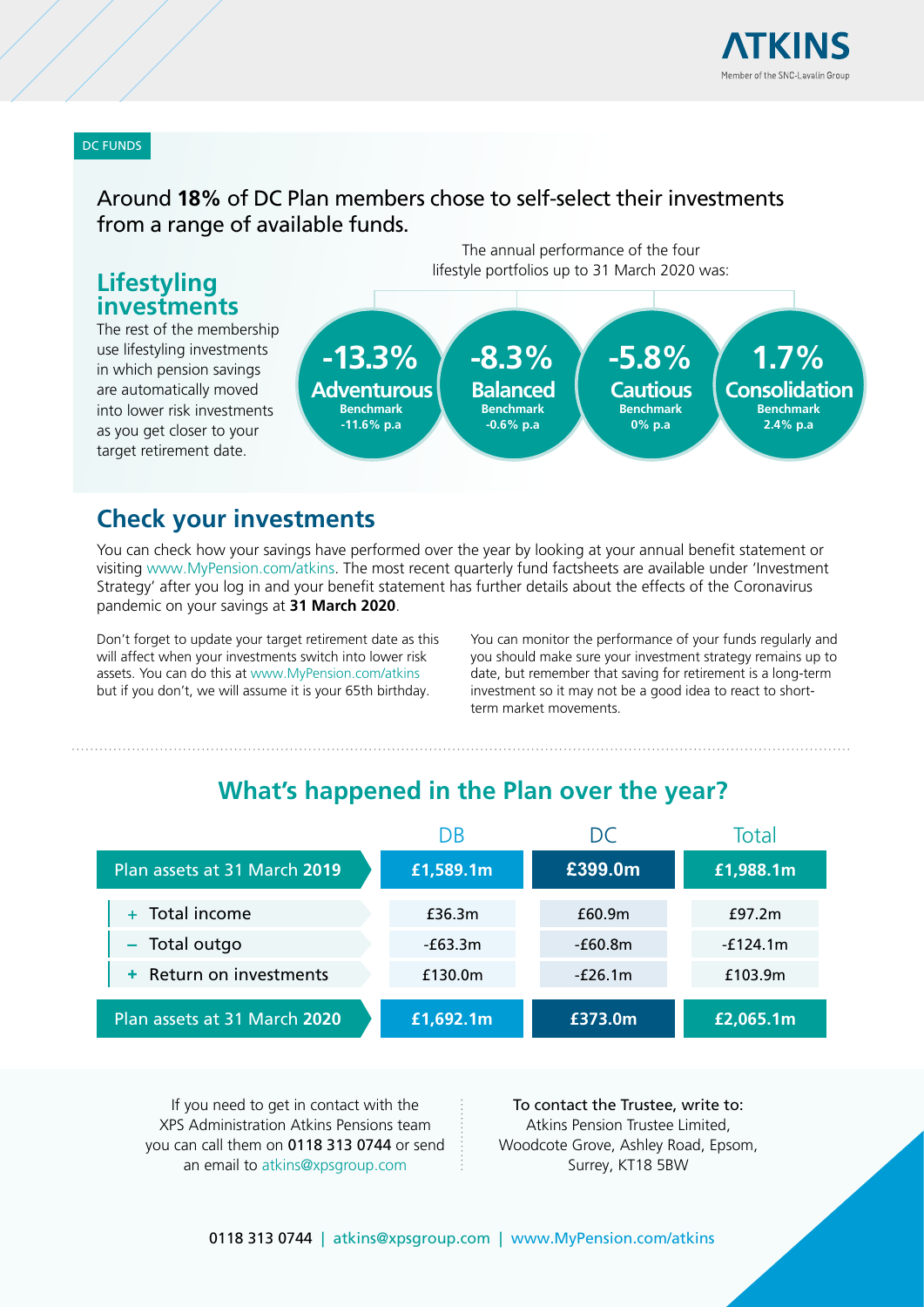DC FUNDS

Around **18%** of DC Plan members chose to self-select their investments from a range of available funds.

## Lifestyling investments

The rest of the membership use lifestyling investments in which pension savings are automatically moved into lower risk investments as you get closer to your target retirement date.

The annual performance of the four lifestyle portfolios up to 31 March 2020 was:

**-13.3%** Adventurous
Benchmark -11.6% p.a

**-8.3%** Balanced
Benchmark -0.6% p.a

**-5.8%** Cautious
Benchmark 0% p.a

**1.7%** Consolidation
Benchmark 2.4% p.a

## Check your investments

You can check how your savings have performed over the year by looking at your annual benefit statement or visiting www.MyPension.com/atkins. The most recent quarterly fund factsheets are available under 'Investment Strategy' after you log in and your benefit statement has further details about the effects of the Coronavirus pandemic on your savings at **31 March 2020**.

Don't forget to update your target retirement date as this will affect when your investments switch into lower risk assets. You can do this at www.MyPension.com/atkins but if you don't, we will assume it is your 65th birthday.

You can monitor the performance of your funds regularly and you should make sure your investment strategy remains up to date, but remember that saving for retirement is a long-term investment so it may not be a good idea to react to short-term market movements.

## What's happened in the Plan over the year?

| | DB | DC | Total |
|---|---|---|---|
| Plan assets at 31 March **2019** | **£1,589.1m** | **£399.0m** | **£1,988.1m** |
| + Total income | £36.3m | £60.9m | £97.2m |
| – Total outgo | -£63.3m | -£60.8m | -£124.1m |
| + Return on investments | £130.0m | -£26.1m | £103.9m |
| Plan assets at 31 March **2020** | **£1,692.1m** | **£373.0m** | **£2,065.1m** |

If you need to get in contact with the XPS Administration Atkins Pensions team you can call them on **0118 313 0744** or send an email to atkins@xpsgroup.com

To contact the Trustee, write to:
Atkins Pension Trustee Limited,
Woodcote Grove, Ashley Road, Epsom,
Surrey, KT18 5BW

0118 313 0744 | atkins@xpsgroup.com | www.MyPension.com/atkins